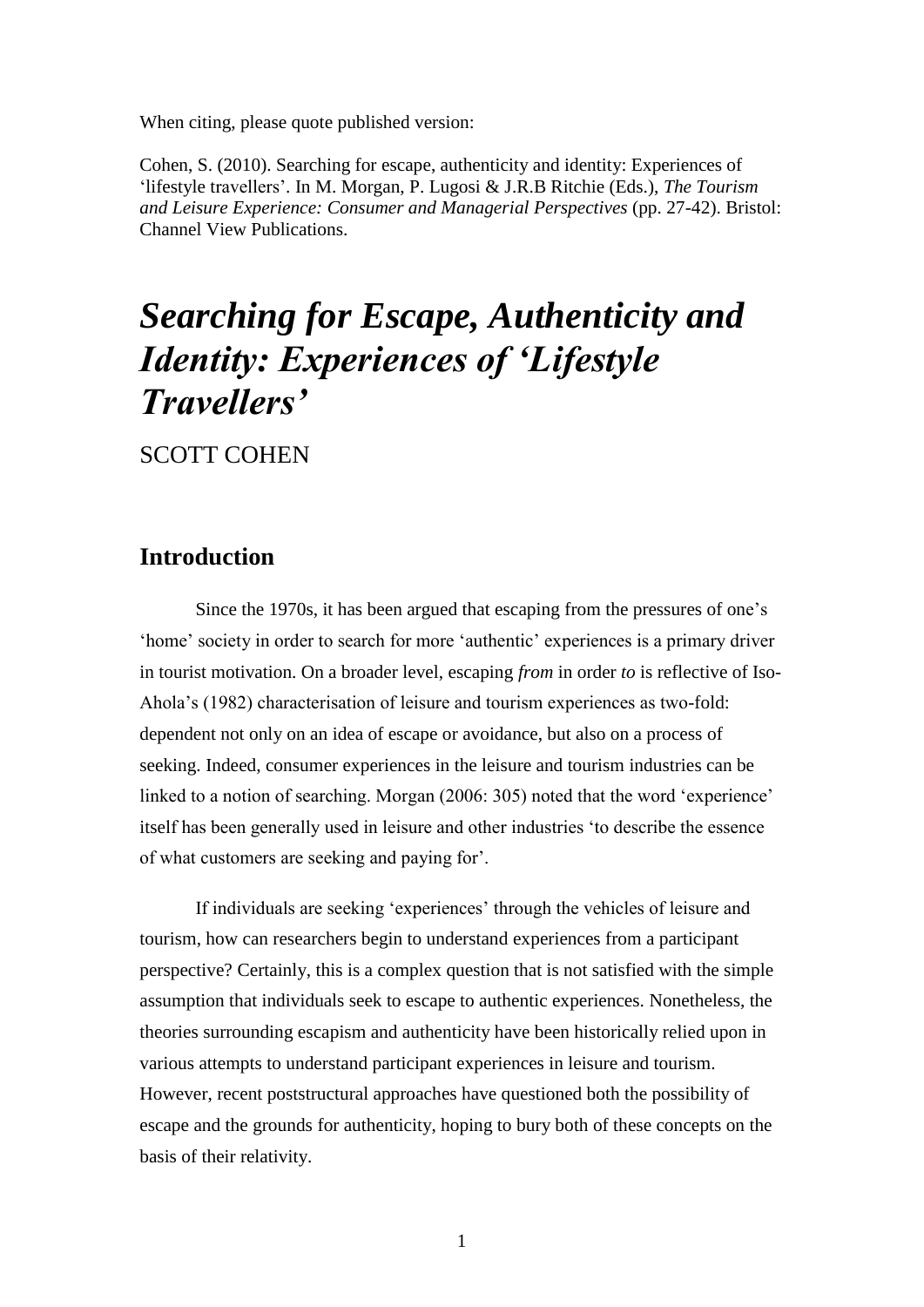When citing, please quote published version:

Cohen, S. (2010). Searching for escape, authenticity and identity: Experiences of 'lifestyle travellers'. In M. Morgan, P. Lugosi & J.R.B Ritchie (Eds.), *The Tourism and Leisure Experience: Consumer and Managerial Perspectives* (pp. 27-42). Bristol: Channel View Publications.

# *Searching for Escape, Authenticity and Identity: Experiences of 'Lifestyle Travellers'*

SCOTT COHEN

## Introduction

Since the 1970s, it has been argued that escaping from the pressures of one's 'home' society in order to search for more 'authentic' experiences is a primary driver in tourist motivation. On a broader level, escaping *from* in order *to* is reflective of Iso-Ahola's (1982) characterisation of leisure and tourism experiences as two-fold: dependent not only on an idea of escape or avoidance, but also on a process of seeking. Indeed, consumer experiences in the leisure and tourism industries can be linked to a notion of searching. Morgan (2006: 305) noted that the word 'experience' itself has been generally used in leisure and other industries 'to describe the essence of what customers are seeking and paying for'.

If individuals are seeking 'experiences' through the vehicles of leisure and tourism, how can researchers begin to understand experiences from a participant perspective? Certainly, this is a complex question that is not satisfied with the simple assumption that individuals seek to escape to authentic experiences. Nonetheless, the theories surrounding escapism and authenticity have been historically relied upon in various attempts to understand participant experiences in leisure and tourism. However, recent poststructural approaches have questioned both the possibility of escape and the grounds for authenticity, hoping to bury both of these concepts on the basis of their relativity.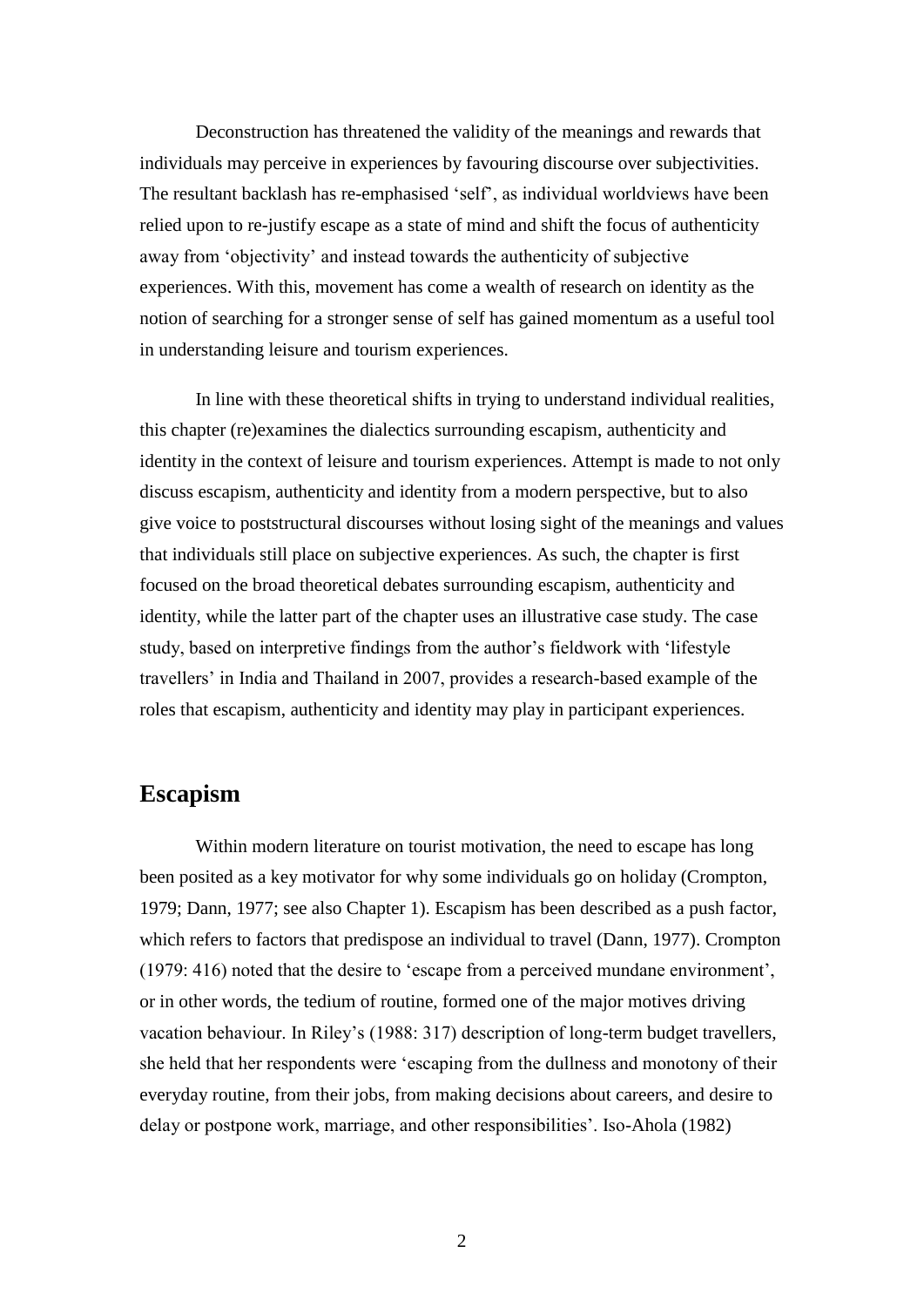Deconstruction has threatened the validity of the meanings and rewards that individuals may perceive in experiences by favouring discourse over subjectivities. The resultant backlash has re-emphasised 'self', as individual worldviews have been relied upon to re-justify escape as a state of mind and shift the focus of authenticity away from 'objectivity' and instead towards the authenticity of subjective experiences. With this, movement has come a wealth of research on identity as the notion of searching for a stronger sense of self has gained momentum as a useful tool in understanding leisure and tourism experiences.

In line with these theoretical shifts in trying to understand individual realities, this chapter (re)examines the dialectics surrounding escapism, authenticity and identity in the context of leisure and tourism experiences. Attempt is made to not only discuss escapism, authenticity and identity from a modern perspective, but to also give voice to poststructural discourses without losing sight of the meanings and values that individuals still place on subjective experiences. As such, the chapter is first focused on the broad theoretical debates surrounding escapism, authenticity and identity, while the latter part of the chapter uses an illustrative case study. The case study, based on interpretive findings from the author's fieldwork with 'lifestyle travellers' in India and Thailand in 2007, provides a research-based example of the roles that escapism, authenticity and identity may play in participant experiences.

## Escapism

Within modern literature on tourist motivation, the need to escape has long been posited as a key motivator for why some individuals go on holiday (Crompton, 1979; Dann, 1977; see also Chapter 1). Escapism has been described as a push factor, which refers to factors that predispose an individual to travel (Dann, 1977). Crompton (1979: 416) noted that the desire to 'escape from a perceived mundane environment', or in other words, the tedium of routine, formed one of the major motives driving vacation behaviour. In Riley's (1988: 317) description of long-term budget travellers, she held that her respondents were 'escaping from the dullness and monotony of their everyday routine, from their jobs, from making decisions about careers, and desire to delay or postpone work, marriage, and other responsibilities'. Iso-Ahola (1982)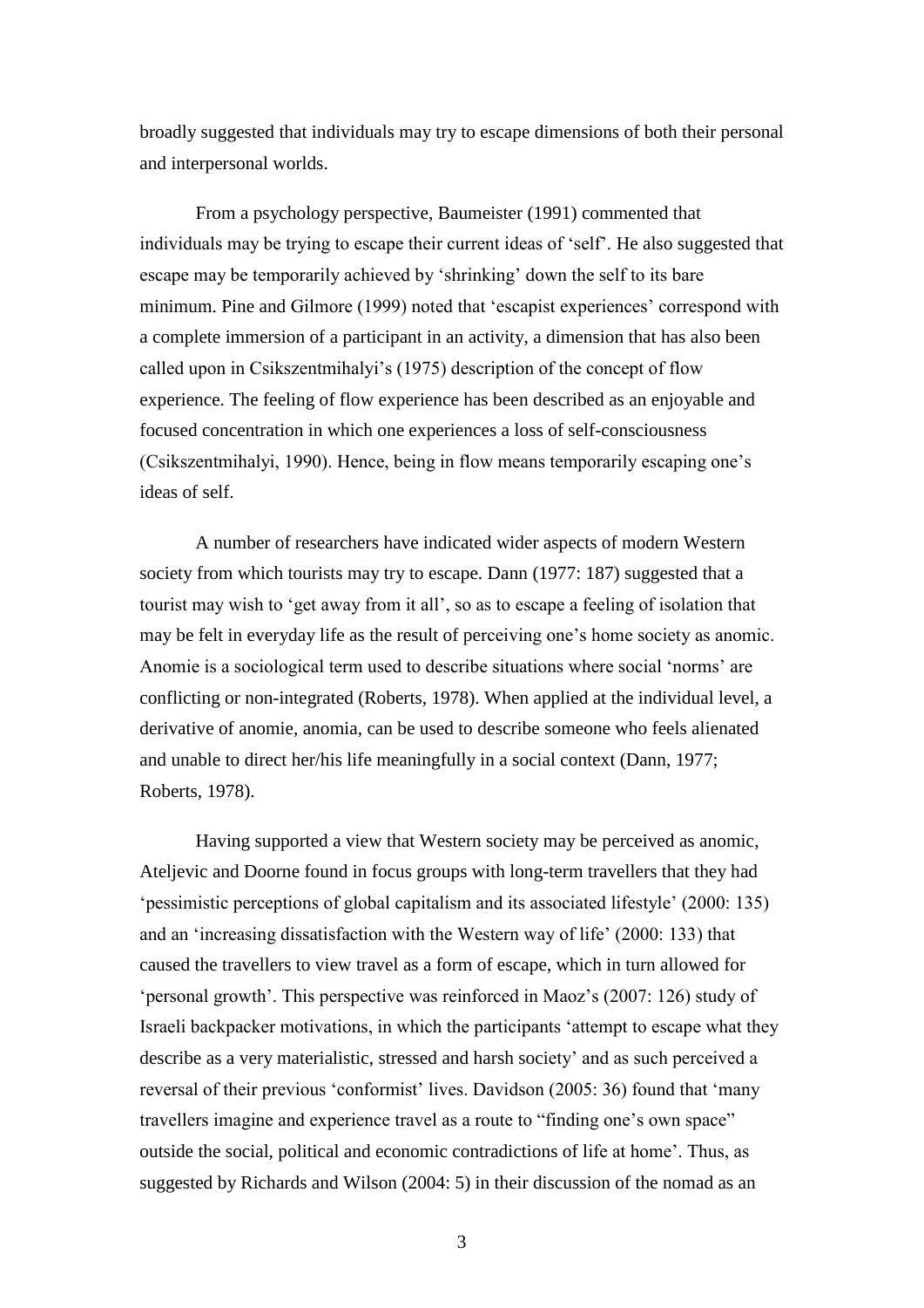broadly suggested that individuals may try to escape dimensions of both their personal and interpersonal worlds.

From a psychology perspective, Baumeister (1991) commented that individuals may be trying to escape their current ideas of 'self'. He also suggested that escape may be temporarily achieved by 'shrinking' down the self to its bare minimum. Pine and Gilmore (1999) noted that 'escapist experiences' correspond with a complete immersion of a participant in an activity, a dimension that has also been called upon in Csikszentmihalyi's (1975) description of the concept of flow experience. The feeling of flow experience has been described as an enjoyable and focused concentration in which one experiences a loss of self-consciousness (Csikszentmihalyi, 1990). Hence, being in flow means temporarily escaping one's ideas of self.

A number of researchers have indicated wider aspects of modern Western society from which tourists may try to escape. Dann (1977: 187) suggested that a tourist may wish to 'get away from it all', so as to escape a feeling of isolation that may be felt in everyday life as the result of perceiving one's home society as anomic. Anomie is a sociological term used to describe situations where social 'norms' are conflicting or non-integrated (Roberts, 1978). When applied at the individual level, a derivative of anomie, anomia, can be used to describe someone who feels alienated and unable to direct her/his life meaningfully in a social context (Dann, 1977; Roberts, 1978).

Having supported a view that Western society may be perceived as anomic, Ateljevic and Doorne found in focus groups with long-term travellers that they had 'pessimistic perceptions of global capitalism and its associated lifestyle' (2000: 135) and an 'increasing dissatisfaction with the Western way of life' (2000: 133) that caused the travellers to view travel as a form of escape, which in turn allowed for 'personal growth'. This perspective was reinforced in Maoz's (2007: 126) study of Israeli backpacker motivations, in which the participants 'attempt to escape what they describe as a very materialistic, stressed and harsh society' and as such perceived a reversal of their previous 'conformist' lives. Davidson (2005: 36) found that 'many travellers imagine and experience travel as a route to "finding one's own space" outside the social, political and economic contradictions of life at home'. Thus, as suggested by Richards and Wilson (2004: 5) in their discussion of the nomad as an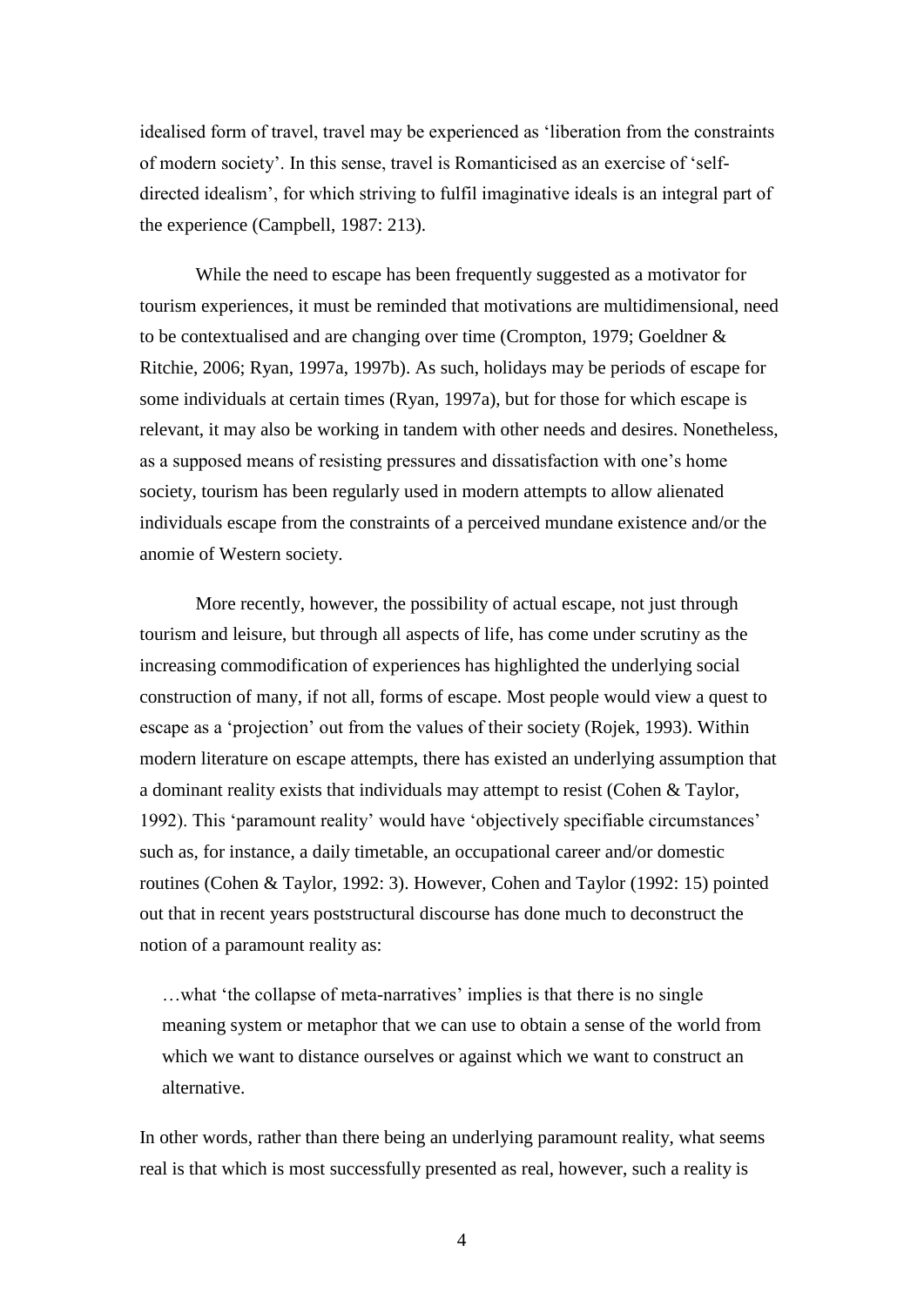idealised form of travel, travel may be experienced as 'liberation from the constraints of modern society'. In this sense, travel is Romanticised as an exercise of 'self-directed idealism', for which striving to fulfil imaginative ideals is an integral part of the experience (Campbell, 1987: 213).

While the need to escape has been frequently suggested as a motivator for tourism experiences, it must be reminded that motivations are multidimensional, need to be contextualised and are changing over time (Crompton, 1979; Goeldner & Ritchie, 2006; Ryan, 1997a, 1997b). As such, holidays may be periods of escape for some individuals at certain times (Ryan, 1997a), but for those for which escape is relevant, it may also be working in tandem with other needs and desires. Nonetheless, as a supposed means of resisting pressures and dissatisfaction with one's home society, tourism has been regularly used in modern attempts to allow alienated individuals escape from the constraints of a perceived mundane existence and/or the anomie of Western society.

More recently, however, the possibility of actual escape, not just through tourism and leisure, but through all aspects of life, has come under scrutiny as the increasing commodification of experiences has highlighted the underlying social construction of many, if not all, forms of escape. Most people would view a quest to escape as a 'projection' out from the values of their society (Rojek, 1993). Within modern literature on escape attempts, there has existed an underlying assumption that a dominant reality exists that individuals may attempt to resist (Cohen & Taylor, 1992). This 'paramount reality' would have 'objectively specifiable circumstances' such as, for instance, a daily timetable, an occupational career and/or domestic routines (Cohen & Taylor, 1992: 3). However, Cohen and Taylor (1992: 15) pointed out that in recent years poststructural discourse has done much to deconstruct the notion of a paramount reality as:

> …what 'the collapse of meta-narratives' implies is that there is no single meaning system or metaphor that we can use to obtain a sense of the world from which we want to distance ourselves or against which we want to construct an alternative.

In other words, rather than there being an underlying paramount reality, what seems real is that which is most successfully presented as real, however, such a reality is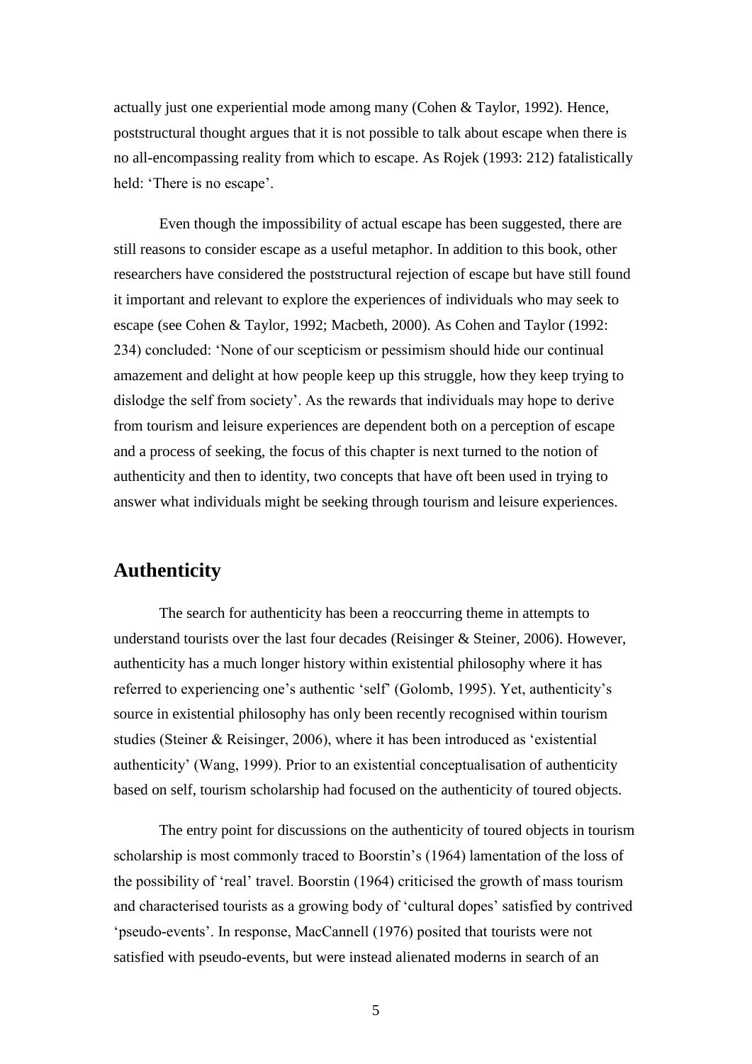actually just one experiential mode among many (Cohen & Taylor, 1992). Hence, poststructural thought argues that it is not possible to talk about escape when there is no all-encompassing reality from which to escape. As Rojek (1993: 212) fatalistically held: 'There is no escape'.

Even though the impossibility of actual escape has been suggested, there are still reasons to consider escape as a useful metaphor. In addition to this book, other researchers have considered the poststructural rejection of escape but have still found it important and relevant to explore the experiences of individuals who may seek to escape (see Cohen & Taylor, 1992; Macbeth, 2000). As Cohen and Taylor (1992: 234) concluded: 'None of our scepticism or pessimism should hide our continual amazement and delight at how people keep up this struggle, how they keep trying to dislodge the self from society'. As the rewards that individuals may hope to derive from tourism and leisure experiences are dependent both on a perception of escape and a process of seeking, the focus of this chapter is next turned to the notion of authenticity and then to identity, two concepts that have oft been used in trying to answer what individuals might be seeking through tourism and leisure experiences.

## Authenticity

The search for authenticity has been a reoccurring theme in attempts to understand tourists over the last four decades (Reisinger & Steiner, 2006). However, authenticity has a much longer history within existential philosophy where it has referred to experiencing one's authentic 'self' (Golomb, 1995). Yet, authenticity's source in existential philosophy has only been recently recognised within tourism studies (Steiner & Reisinger, 2006), where it has been introduced as 'existential authenticity' (Wang, 1999). Prior to an existential conceptualisation of authenticity based on self, tourism scholarship had focused on the authenticity of toured objects.

The entry point for discussions on the authenticity of toured objects in tourism scholarship is most commonly traced to Boorstin's (1964) lamentation of the loss of the possibility of 'real' travel. Boorstin (1964) criticised the growth of mass tourism and characterised tourists as a growing body of 'cultural dopes' satisfied by contrived 'pseudo-events'. In response, MacCannell (1976) posited that tourists were not satisfied with pseudo-events, but were instead alienated moderns in search of an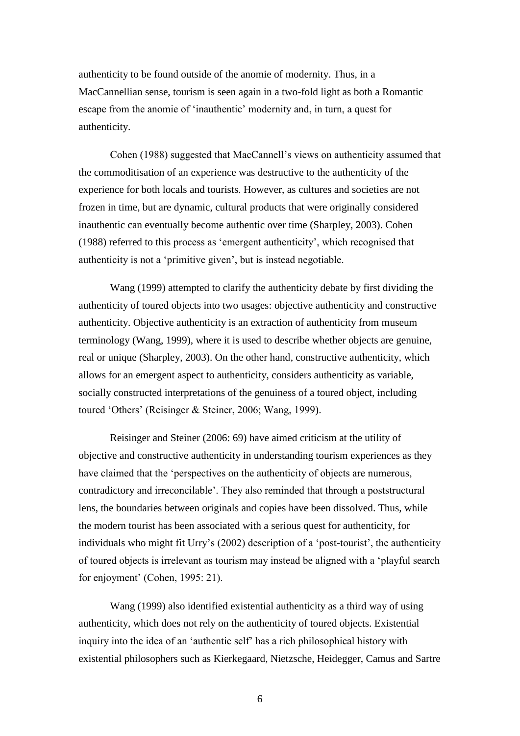authenticity to be found outside of the anomie of modernity. Thus, in a MacCannellian sense, tourism is seen again in a two-fold light as both a Romantic escape from the anomie of 'inauthentic' modernity and, in turn, a quest for authenticity.

Cohen (1988) suggested that MacCannell's views on authenticity assumed that the commoditisation of an experience was destructive to the authenticity of the experience for both locals and tourists. However, as cultures and societies are not frozen in time, but are dynamic, cultural products that were originally considered inauthentic can eventually become authentic over time (Sharpley, 2003). Cohen (1988) referred to this process as 'emergent authenticity', which recognised that authenticity is not a 'primitive given', but is instead negotiable.

Wang (1999) attempted to clarify the authenticity debate by first dividing the authenticity of toured objects into two usages: objective authenticity and constructive authenticity. Objective authenticity is an extraction of authenticity from museum terminology (Wang, 1999), where it is used to describe whether objects are genuine, real or unique (Sharpley, 2003). On the other hand, constructive authenticity, which allows for an emergent aspect to authenticity, considers authenticity as variable, socially constructed interpretations of the genuiness of a toured object, including toured 'Others' (Reisinger & Steiner, 2006; Wang, 1999).

Reisinger and Steiner (2006: 69) have aimed criticism at the utility of objective and constructive authenticity in understanding tourism experiences as they have claimed that the 'perspectives on the authenticity of objects are numerous, contradictory and irreconcilable'. They also reminded that through a poststructural lens, the boundaries between originals and copies have been dissolved. Thus, while the modern tourist has been associated with a serious quest for authenticity, for individuals who might fit Urry's (2002) description of a 'post-tourist', the authenticity of toured objects is irrelevant as tourism may instead be aligned with a 'playful search for enjoyment' (Cohen, 1995: 21).

Wang (1999) also identified existential authenticity as a third way of using authenticity, which does not rely on the authenticity of toured objects. Existential inquiry into the idea of an 'authentic self' has a rich philosophical history with existential philosophers such as Kierkegaard, Nietzsche, Heidegger, Camus and Sartre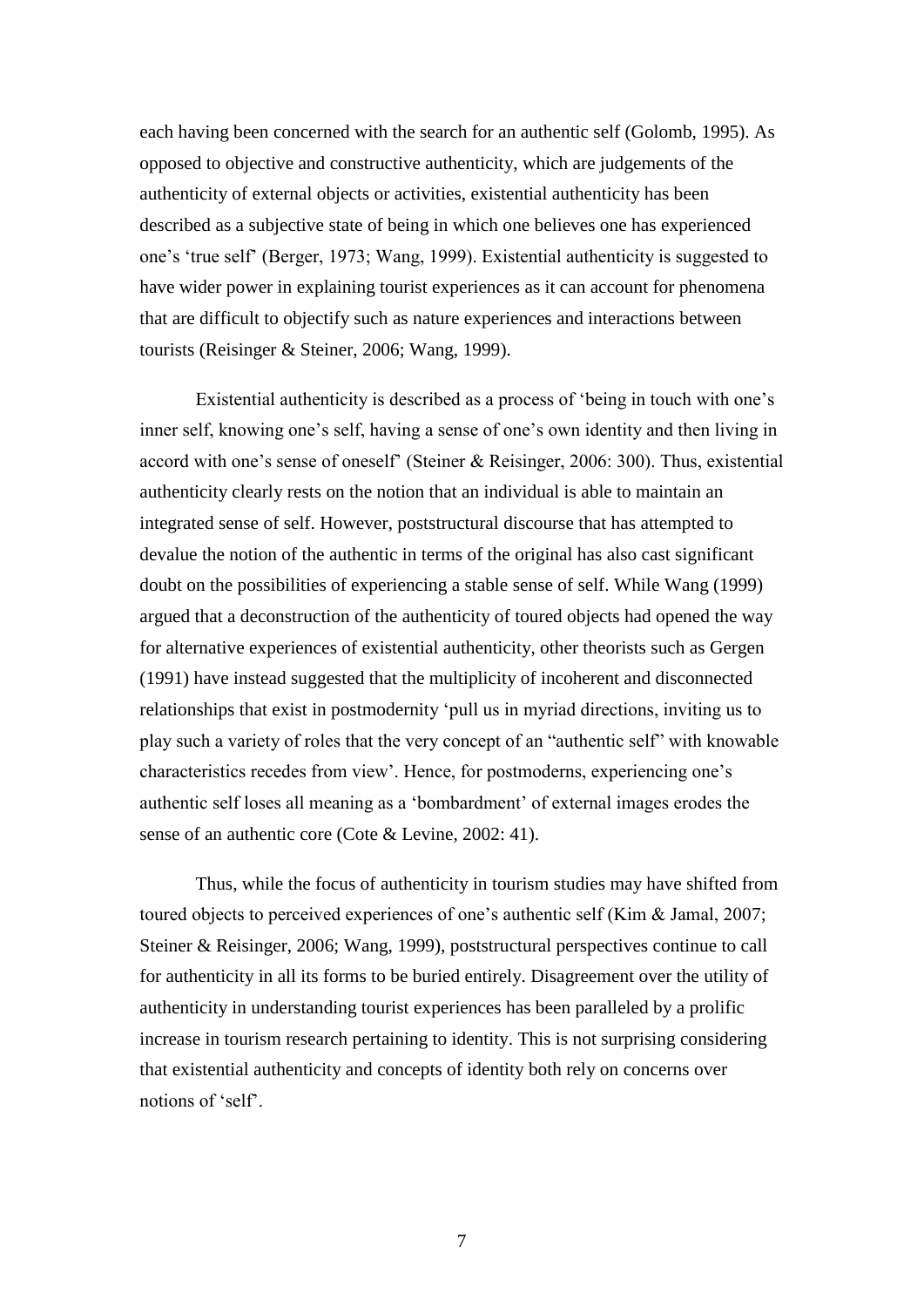each having been concerned with the search for an authentic self (Golomb, 1995). As opposed to objective and constructive authenticity, which are judgements of the authenticity of external objects or activities, existential authenticity has been described as a subjective state of being in which one believes one has experienced one's 'true self' (Berger, 1973; Wang, 1999). Existential authenticity is suggested to have wider power in explaining tourist experiences as it can account for phenomena that are difficult to objectify such as nature experiences and interactions between tourists (Reisinger & Steiner, 2006; Wang, 1999).

Existential authenticity is described as a process of 'being in touch with one's inner self, knowing one's self, having a sense of one's own identity and then living in accord with one's sense of oneself' (Steiner & Reisinger, 2006: 300). Thus, existential authenticity clearly rests on the notion that an individual is able to maintain an integrated sense of self. However, poststructural discourse that has attempted to devalue the notion of the authentic in terms of the original has also cast significant doubt on the possibilities of experiencing a stable sense of self. While Wang (1999) argued that a deconstruction of the authenticity of toured objects had opened the way for alternative experiences of existential authenticity, other theorists such as Gergen (1991) have instead suggested that the multiplicity of incoherent and disconnected relationships that exist in postmodernity 'pull us in myriad directions, inviting us to play such a variety of roles that the very concept of an "authentic self" with knowable characteristics recedes from view'. Hence, for postmoderns, experiencing one's authentic self loses all meaning as a 'bombardment' of external images erodes the sense of an authentic core (Cote & Levine, 2002: 41).

Thus, while the focus of authenticity in tourism studies may have shifted from toured objects to perceived experiences of one's authentic self (Kim & Jamal, 2007; Steiner & Reisinger, 2006; Wang, 1999), poststructural perspectives continue to call for authenticity in all its forms to be buried entirely. Disagreement over the utility of authenticity in understanding tourist experiences has been paralleled by a prolific increase in tourism research pertaining to identity. This is not surprising considering that existential authenticity and concepts of identity both rely on concerns over notions of 'self'.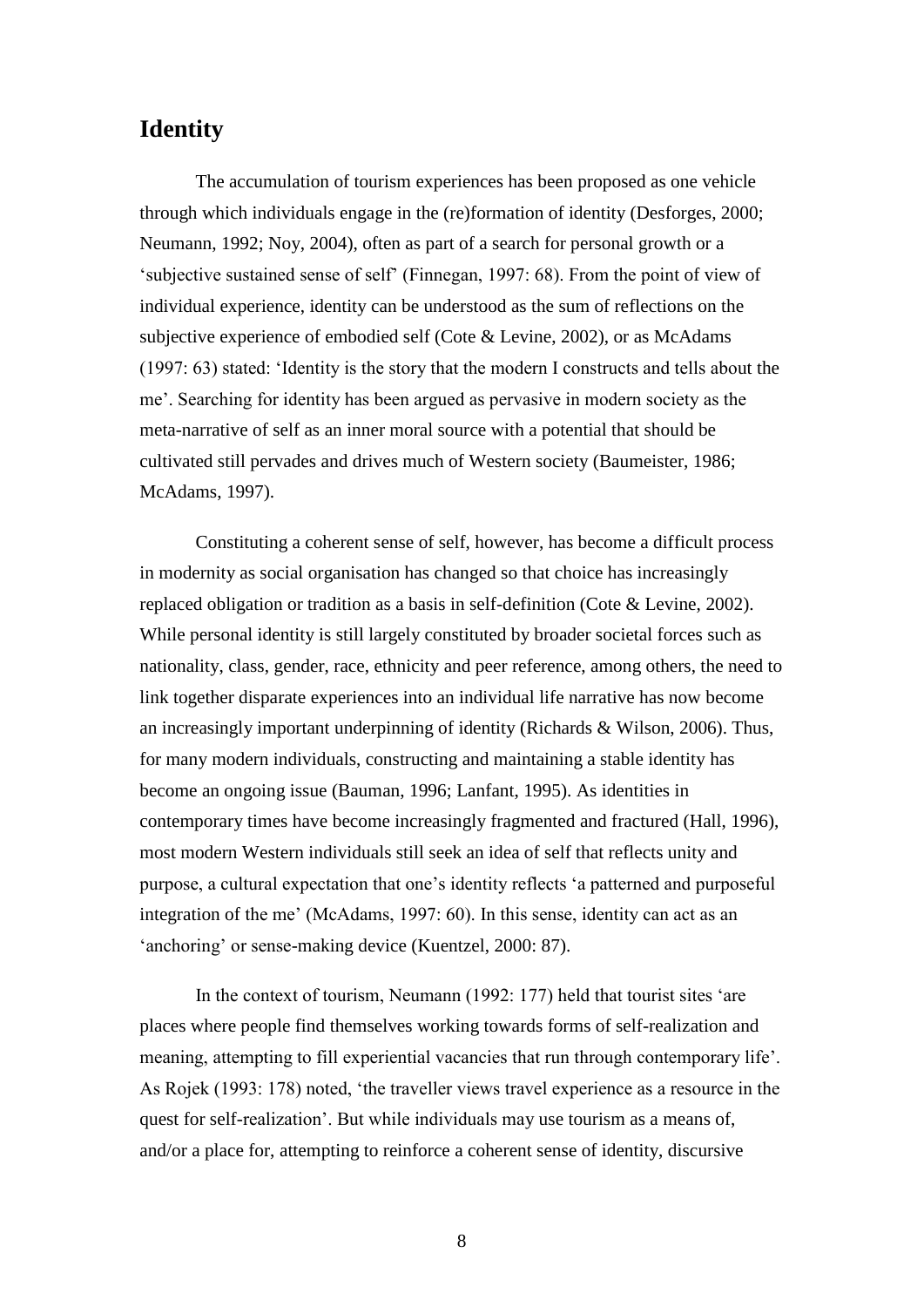## Identity

The accumulation of tourism experiences has been proposed as one vehicle through which individuals engage in the (re)formation of identity (Desforges, 2000; Neumann, 1992; Noy, 2004), often as part of a search for personal growth or a 'subjective sustained sense of self' (Finnegan, 1997: 68). From the point of view of individual experience, identity can be understood as the sum of reflections on the subjective experience of embodied self (Cote & Levine, 2002), or as McAdams (1997: 63) stated: 'Identity is the story that the modern I constructs and tells about the me'. Searching for identity has been argued as pervasive in modern society as the meta-narrative of self as an inner moral source with a potential that should be cultivated still pervades and drives much of Western society (Baumeister, 1986; McAdams, 1997).

Constituting a coherent sense of self, however, has become a difficult process in modernity as social organisation has changed so that choice has increasingly replaced obligation or tradition as a basis in self-definition (Cote & Levine, 2002). While personal identity is still largely constituted by broader societal forces such as nationality, class, gender, race, ethnicity and peer reference, among others, the need to link together disparate experiences into an individual life narrative has now become an increasingly important underpinning of identity (Richards & Wilson, 2006). Thus, for many modern individuals, constructing and maintaining a stable identity has become an ongoing issue (Bauman, 1996; Lanfant, 1995). As identities in contemporary times have become increasingly fragmented and fractured (Hall, 1996), most modern Western individuals still seek an idea of self that reflects unity and purpose, a cultural expectation that one's identity reflects 'a patterned and purposeful integration of the me' (McAdams, 1997: 60). In this sense, identity can act as an 'anchoring' or sense-making device (Kuentzel, 2000: 87).

In the context of tourism, Neumann (1992: 177) held that tourist sites 'are places where people find themselves working towards forms of self-realization and meaning, attempting to fill experiential vacancies that run through contemporary life'. As Rojek (1993: 178) noted, 'the traveller views travel experience as a resource in the quest for self-realization'. But while individuals may use tourism as a means of, and/or a place for, attempting to reinforce a coherent sense of identity, discursive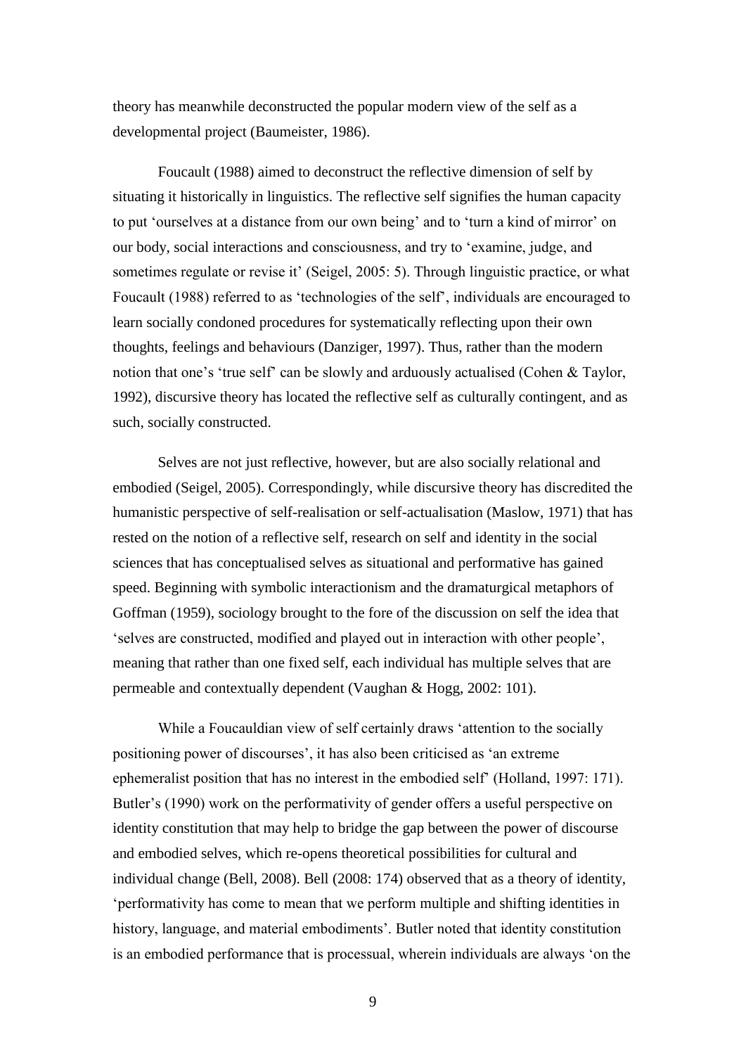theory has meanwhile deconstructed the popular modern view of the self as a developmental project (Baumeister, 1986).

Foucault (1988) aimed to deconstruct the reflective dimension of self by situating it historically in linguistics. The reflective self signifies the human capacity to put 'ourselves at a distance from our own being' and to 'turn a kind of mirror' on our body, social interactions and consciousness, and try to 'examine, judge, and sometimes regulate or revise it' (Seigel, 2005: 5). Through linguistic practice, or what Foucault (1988) referred to as 'technologies of the self', individuals are encouraged to learn socially condoned procedures for systematically reflecting upon their own thoughts, feelings and behaviours (Danziger, 1997). Thus, rather than the modern notion that one's 'true self' can be slowly and arduously actualised (Cohen & Taylor, 1992), discursive theory has located the reflective self as culturally contingent, and as such, socially constructed.

Selves are not just reflective, however, but are also socially relational and embodied (Seigel, 2005). Correspondingly, while discursive theory has discredited the humanistic perspective of self-realisation or self-actualisation (Maslow, 1971) that has rested on the notion of a reflective self, research on self and identity in the social sciences that has conceptualised selves as situational and performative has gained speed. Beginning with symbolic interactionism and the dramaturgical metaphors of Goffman (1959), sociology brought to the fore of the discussion on self the idea that 'selves are constructed, modified and played out in interaction with other people', meaning that rather than one fixed self, each individual has multiple selves that are permeable and contextually dependent (Vaughan & Hogg, 2002: 101).

While a Foucauldian view of self certainly draws 'attention to the socially positioning power of discourses', it has also been criticised as 'an extreme ephemeralist position that has no interest in the embodied self' (Holland, 1997: 171). Butler's (1990) work on the performativity of gender offers a useful perspective on identity constitution that may help to bridge the gap between the power of discourse and embodied selves, which re-opens theoretical possibilities for cultural and individual change (Bell, 2008). Bell (2008: 174) observed that as a theory of identity, 'performativity has come to mean that we perform multiple and shifting identities in history, language, and material embodiments'. Butler noted that identity constitution is an embodied performance that is processual, wherein individuals are always 'on the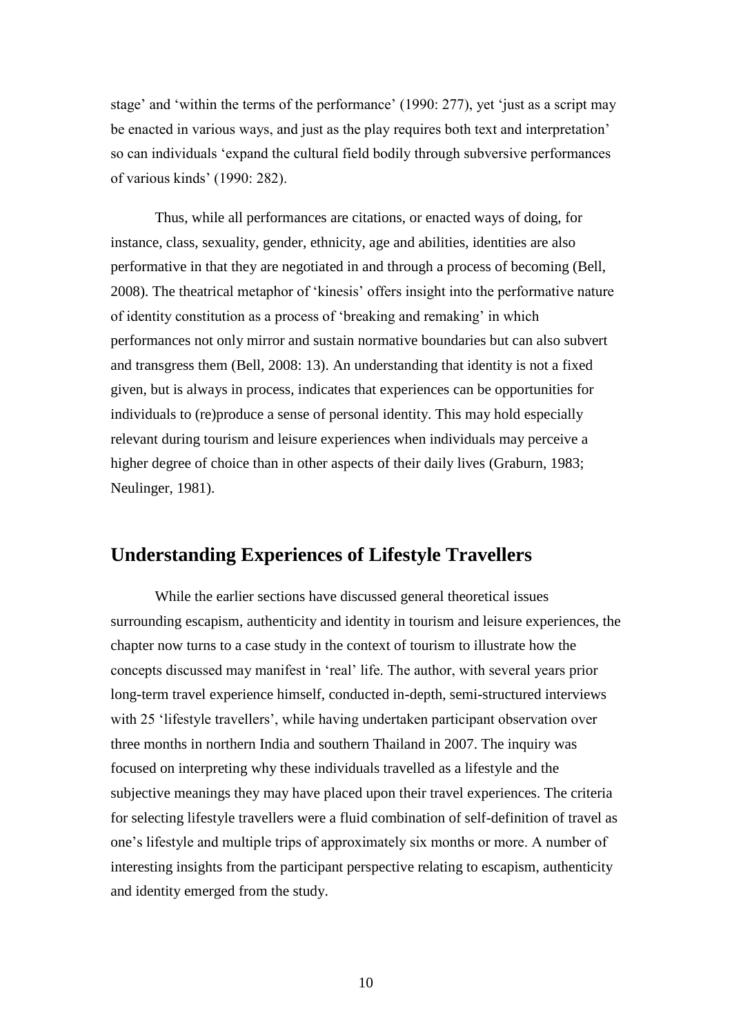stage' and 'within the terms of the performance' (1990: 277), yet 'just as a script may be enacted in various ways, and just as the play requires both text and interpretation' so can individuals 'expand the cultural field bodily through subversive performances of various kinds' (1990: 282).

Thus, while all performances are citations, or enacted ways of doing, for instance, class, sexuality, gender, ethnicity, age and abilities, identities are also performative in that they are negotiated in and through a process of becoming (Bell, 2008). The theatrical metaphor of 'kinesis' offers insight into the performative nature of identity constitution as a process of 'breaking and remaking' in which performances not only mirror and sustain normative boundaries but can also subvert and transgress them (Bell, 2008: 13). An understanding that identity is not a fixed given, but is always in process, indicates that experiences can be opportunities for individuals to (re)produce a sense of personal identity. This may hold especially relevant during tourism and leisure experiences when individuals may perceive a higher degree of choice than in other aspects of their daily lives (Graburn, 1983; Neulinger, 1981).

## Understanding Experiences of Lifestyle Travellers

While the earlier sections have discussed general theoretical issues surrounding escapism, authenticity and identity in tourism and leisure experiences, the chapter now turns to a case study in the context of tourism to illustrate how the concepts discussed may manifest in 'real' life. The author, with several years prior long-term travel experience himself, conducted in-depth, semi-structured interviews with 25 'lifestyle travellers', while having undertaken participant observation over three months in northern India and southern Thailand in 2007. The inquiry was focused on interpreting why these individuals travelled as a lifestyle and the subjective meanings they may have placed upon their travel experiences. The criteria for selecting lifestyle travellers were a fluid combination of self-definition of travel as one's lifestyle and multiple trips of approximately six months or more. A number of interesting insights from the participant perspective relating to escapism, authenticity and identity emerged from the study.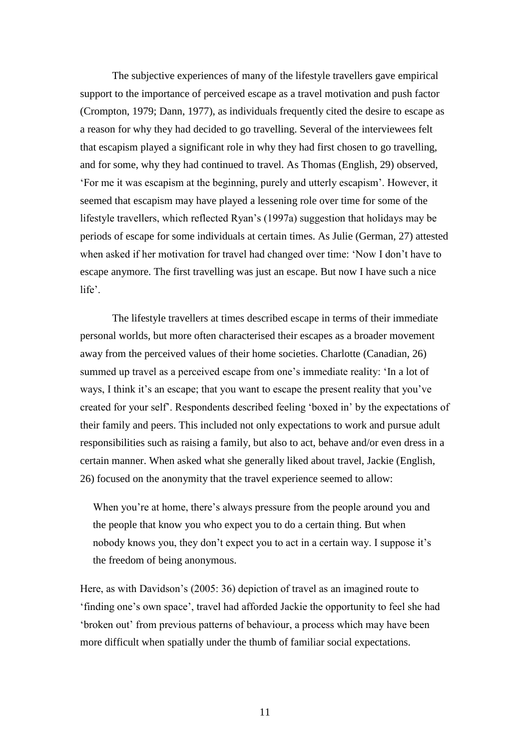The subjective experiences of many of the lifestyle travellers gave empirical support to the importance of perceived escape as a travel motivation and push factor (Crompton, 1979; Dann, 1977), as individuals frequently cited the desire to escape as a reason for why they had decided to go travelling. Several of the interviewees felt that escapism played a significant role in why they had first chosen to go travelling, and for some, why they had continued to travel. As Thomas (English, 29) observed, 'For me it was escapism at the beginning, purely and utterly escapism'. However, it seemed that escapism may have played a lessening role over time for some of the lifestyle travellers, which reflected Ryan's (1997a) suggestion that holidays may be periods of escape for some individuals at certain times. As Julie (German, 27) attested when asked if her motivation for travel had changed over time: 'Now I don't have to escape anymore. The first travelling was just an escape. But now I have such a nice life'.

The lifestyle travellers at times described escape in terms of their immediate personal worlds, but more often characterised their escapes as a broader movement away from the perceived values of their home societies. Charlotte (Canadian, 26) summed up travel as a perceived escape from one's immediate reality: 'In a lot of ways, I think it's an escape; that you want to escape the present reality that you've created for your self'. Respondents described feeling 'boxed in' by the expectations of their family and peers. This included not only expectations to work and pursue adult responsibilities such as raising a family, but also to act, behave and/or even dress in a certain manner. When asked what she generally liked about travel, Jackie (English, 26) focused on the anonymity that the travel experience seemed to allow:

> When you're at home, there's always pressure from the people around you and the people that know you who expect you to do a certain thing. But when nobody knows you, they don't expect you to act in a certain way. I suppose it's the freedom of being anonymous.

Here, as with Davidson's (2005: 36) depiction of travel as an imagined route to 'finding one's own space', travel had afforded Jackie the opportunity to feel she had 'broken out' from previous patterns of behaviour, a process which may have been more difficult when spatially under the thumb of familiar social expectations.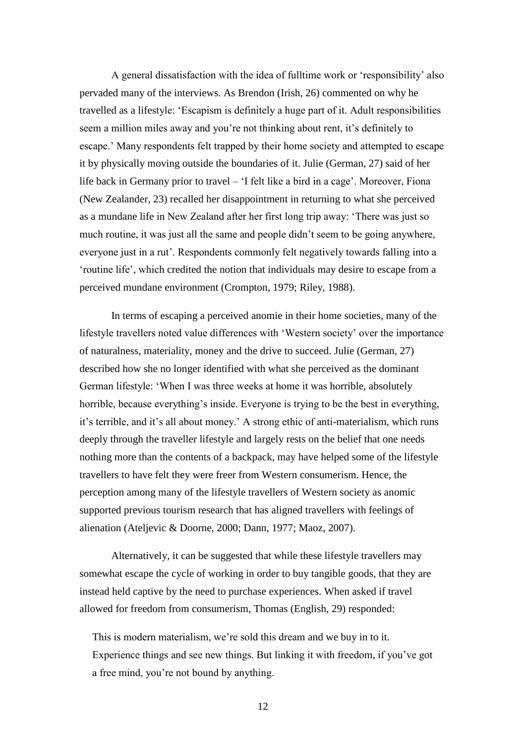A general dissatisfaction with the idea of fulltime work or 'responsibility' also pervaded many of the interviews. As Brendon (Irish, 26) commented on why he travelled as a lifestyle: 'Escapism is definitely a huge part of it. Adult responsibilities seem a million miles away and you're not thinking about rent, it's definitely to escape.' Many respondents felt trapped by their home society and attempted to escape it by physically moving outside the boundaries of it. Julie (German, 27) said of her life back in Germany prior to travel – 'I felt like a bird in a cage'. Moreover, Fiona (New Zealander, 23) recalled her disappointment in returning to what she perceived as a mundane life in New Zealand after her first long trip away: 'There was just so much routine, it was just all the same and people didn't seem to be going anywhere, everyone just in a rut'. Respondents commonly felt negatively towards falling into a 'routine life', which credited the notion that individuals may desire to escape from a perceived mundane environment (Crompton, 1979; Riley, 1988).

In terms of escaping a perceived anomie in their home societies, many of the lifestyle travellers noted value differences with 'Western society' over the importance of naturalness, materiality, money and the drive to succeed. Julie (German, 27) described how she no longer identified with what she perceived as the dominant German lifestyle: 'When I was three weeks at home it was horrible, absolutely horrible, because everything's inside. Everyone is trying to be the best in everything, it's terrible, and it's all about money.' A strong ethic of anti-materialism, which runs deeply through the traveller lifestyle and largely rests on the belief that one needs nothing more than the contents of a backpack, may have helped some of the lifestyle travellers to have felt they were freer from Western consumerism. Hence, the perception among many of the lifestyle travellers of Western society as anomic supported previous tourism research that has aligned travellers with feelings of alienation (Ateljevic & Doorne, 2000; Dann, 1977; Maoz, 2007).

Alternatively, it can be suggested that while these lifestyle travellers may somewhat escape the cycle of working in order to buy tangible goods, that they are instead held captive by the need to purchase experiences. When asked if travel allowed for freedom from consumerism, Thomas (English, 29) responded:

> This is modern materialism, we're sold this dream and we buy in to it. Experience things and see new things. But linking it with freedom, if you've got a free mind, you're not bound by anything.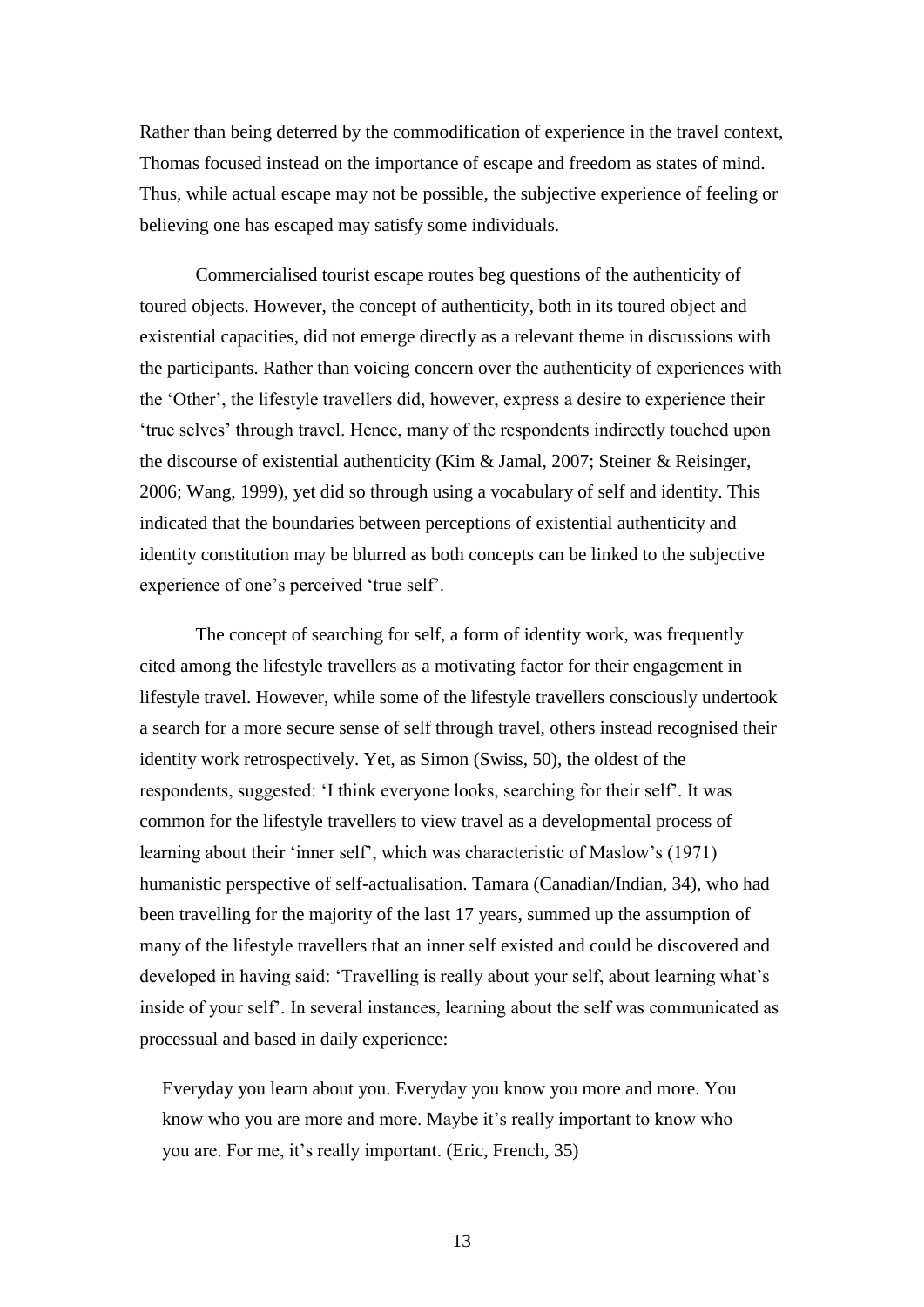Rather than being deterred by the commodification of experience in the travel context, Thomas focused instead on the importance of escape and freedom as states of mind. Thus, while actual escape may not be possible, the subjective experience of feeling or believing one has escaped may satisfy some individuals.

Commercialised tourist escape routes beg questions of the authenticity of toured objects. However, the concept of authenticity, both in its toured object and existential capacities, did not emerge directly as a relevant theme in discussions with the participants. Rather than voicing concern over the authenticity of experiences with the 'Other', the lifestyle travellers did, however, express a desire to experience their 'true selves' through travel. Hence, many of the respondents indirectly touched upon the discourse of existential authenticity (Kim & Jamal, 2007; Steiner & Reisinger, 2006; Wang, 1999), yet did so through using a vocabulary of self and identity. This indicated that the boundaries between perceptions of existential authenticity and identity constitution may be blurred as both concepts can be linked to the subjective experience of one's perceived 'true self'.

The concept of searching for self, a form of identity work, was frequently cited among the lifestyle travellers as a motivating factor for their engagement in lifestyle travel. However, while some of the lifestyle travellers consciously undertook a search for a more secure sense of self through travel, others instead recognised their identity work retrospectively. Yet, as Simon (Swiss, 50), the oldest of the respondents, suggested: 'I think everyone looks, searching for their self'. It was common for the lifestyle travellers to view travel as a developmental process of learning about their 'inner self', which was characteristic of Maslow's (1971) humanistic perspective of self-actualisation. Tamara (Canadian/Indian, 34), who had been travelling for the majority of the last 17 years, summed up the assumption of many of the lifestyle travellers that an inner self existed and could be discovered and developed in having said: 'Travelling is really about your self, about learning what's inside of your self'. In several instances, learning about the self was communicated as processual and based in daily experience:

> Everyday you learn about you. Everyday you know you more and more. You know who you are more and more. Maybe it's really important to know who you are. For me, it's really important. (Eric, French, 35)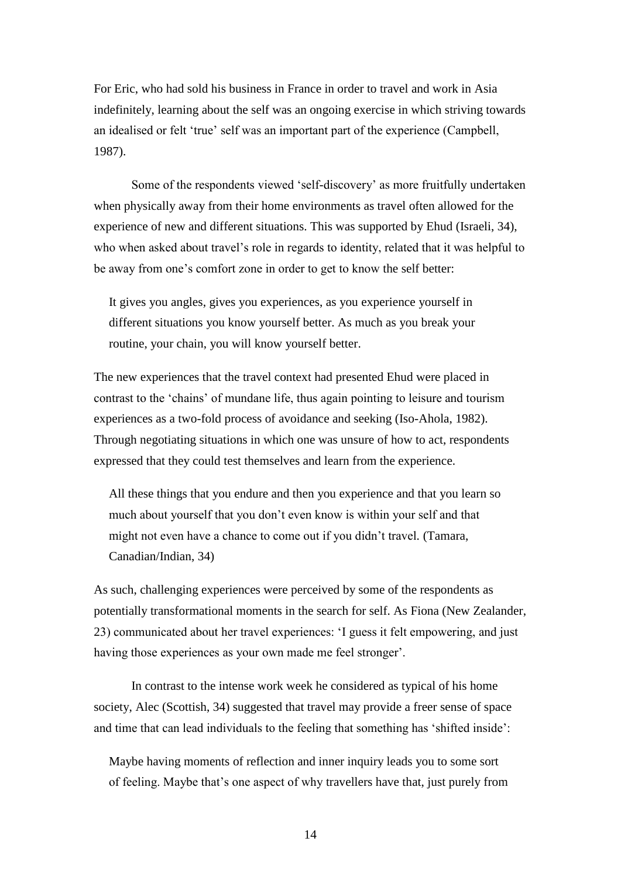For Eric, who had sold his business in France in order to travel and work in Asia indefinitely, learning about the self was an ongoing exercise in which striving towards an idealised or felt 'true' self was an important part of the experience (Campbell, 1987).

Some of the respondents viewed 'self-discovery' as more fruitfully undertaken when physically away from their home environments as travel often allowed for the experience of new and different situations. This was supported by Ehud (Israeli, 34), who when asked about travel's role in regards to identity, related that it was helpful to be away from one's comfort zone in order to get to know the self better:

> It gives you angles, gives you experiences, as you experience yourself in different situations you know yourself better. As much as you break your routine, your chain, you will know yourself better.

The new experiences that the travel context had presented Ehud were placed in contrast to the 'chains' of mundane life, thus again pointing to leisure and tourism experiences as a two-fold process of avoidance and seeking (Iso-Ahola, 1982). Through negotiating situations in which one was unsure of how to act, respondents expressed that they could test themselves and learn from the experience.

> All these things that you endure and then you experience and that you learn so much about yourself that you don't even know is within your self and that might not even have a chance to come out if you didn't travel. (Tamara, Canadian/Indian, 34)

As such, challenging experiences were perceived by some of the respondents as potentially transformational moments in the search for self. As Fiona (New Zealander, 23) communicated about her travel experiences: 'I guess it felt empowering, and just having those experiences as your own made me feel stronger'.

In contrast to the intense work week he considered as typical of his home society, Alec (Scottish, 34) suggested that travel may provide a freer sense of space and time that can lead individuals to the feeling that something has 'shifted inside':

> Maybe having moments of reflection and inner inquiry leads you to some sort of feeling. Maybe that's one aspect of why travellers have that, just purely from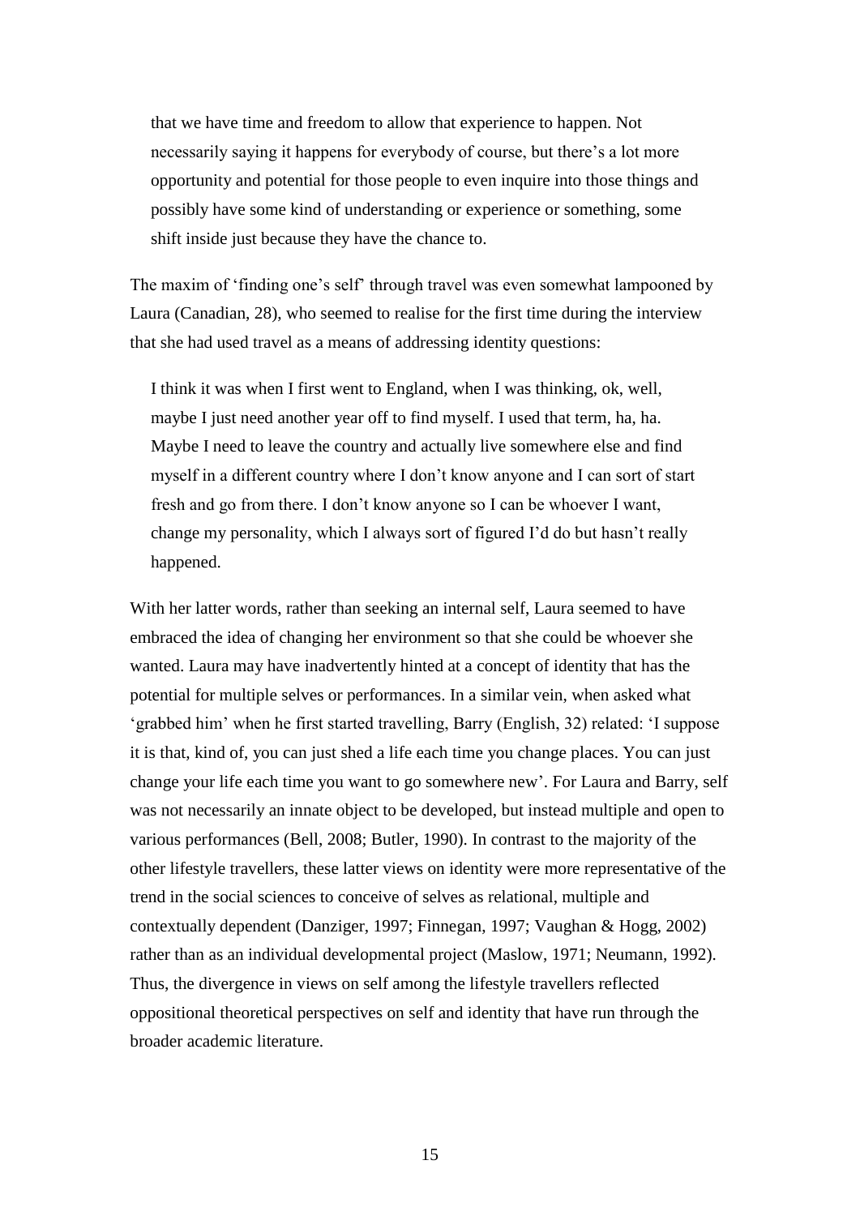> that we have time and freedom to allow that experience to happen. Not necessarily saying it happens for everybody of course, but there's a lot more opportunity and potential for those people to even inquire into those things and possibly have some kind of understanding or experience or something, some shift inside just because they have the chance to.

The maxim of 'finding one's self' through travel was even somewhat lampooned by Laura (Canadian, 28), who seemed to realise for the first time during the interview that she had used travel as a means of addressing identity questions:

> I think it was when I first went to England, when I was thinking, ok, well, maybe I just need another year off to find myself. I used that term, ha, ha. Maybe I need to leave the country and actually live somewhere else and find myself in a different country where I don't know anyone and I can sort of start fresh and go from there. I don't know anyone so I can be whoever I want, change my personality, which I always sort of figured I'd do but hasn't really happened.

With her latter words, rather than seeking an internal self, Laura seemed to have embraced the idea of changing her environment so that she could be whoever she wanted. Laura may have inadvertently hinted at a concept of identity that has the potential for multiple selves or performances. In a similar vein, when asked what 'grabbed him' when he first started travelling, Barry (English, 32) related: 'I suppose it is that, kind of, you can just shed a life each time you change places. You can just change your life each time you want to go somewhere new'. For Laura and Barry, self was not necessarily an innate object to be developed, but instead multiple and open to various performances (Bell, 2008; Butler, 1990). In contrast to the majority of the other lifestyle travellers, these latter views on identity were more representative of the trend in the social sciences to conceive of selves as relational, multiple and contextually dependent (Danziger, 1997; Finnegan, 1997; Vaughan & Hogg, 2002) rather than as an individual developmental project (Maslow, 1971; Neumann, 1992). Thus, the divergence in views on self among the lifestyle travellers reflected oppositional theoretical perspectives on self and identity that have run through the broader academic literature.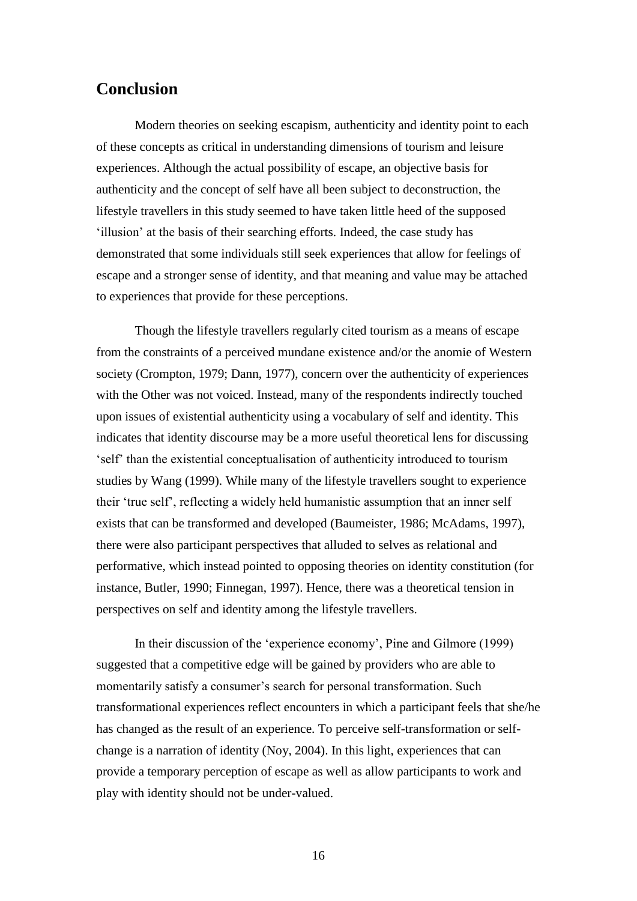## Conclusion

Modern theories on seeking escapism, authenticity and identity point to each of these concepts as critical in understanding dimensions of tourism and leisure experiences. Although the actual possibility of escape, an objective basis for authenticity and the concept of self have all been subject to deconstruction, the lifestyle travellers in this study seemed to have taken little heed of the supposed 'illusion' at the basis of their searching efforts. Indeed, the case study has demonstrated that some individuals still seek experiences that allow for feelings of escape and a stronger sense of identity, and that meaning and value may be attached to experiences that provide for these perceptions.

Though the lifestyle travellers regularly cited tourism as a means of escape from the constraints of a perceived mundane existence and/or the anomie of Western society (Crompton, 1979; Dann, 1977), concern over the authenticity of experiences with the Other was not voiced. Instead, many of the respondents indirectly touched upon issues of existential authenticity using a vocabulary of self and identity. This indicates that identity discourse may be a more useful theoretical lens for discussing 'self' than the existential conceptualisation of authenticity introduced to tourism studies by Wang (1999). While many of the lifestyle travellers sought to experience their 'true self', reflecting a widely held humanistic assumption that an inner self exists that can be transformed and developed (Baumeister, 1986; McAdams, 1997), there were also participant perspectives that alluded to selves as relational and performative, which instead pointed to opposing theories on identity constitution (for instance, Butler, 1990; Finnegan, 1997). Hence, there was a theoretical tension in perspectives on self and identity among the lifestyle travellers.

In their discussion of the 'experience economy', Pine and Gilmore (1999) suggested that a competitive edge will be gained by providers who are able to momentarily satisfy a consumer's search for personal transformation. Such transformational experiences reflect encounters in which a participant feels that she/he has changed as the result of an experience. To perceive self-transformation or self-change is a narration of identity (Noy, 2004). In this light, experiences that can provide a temporary perception of escape as well as allow participants to work and play with identity should not be under-valued.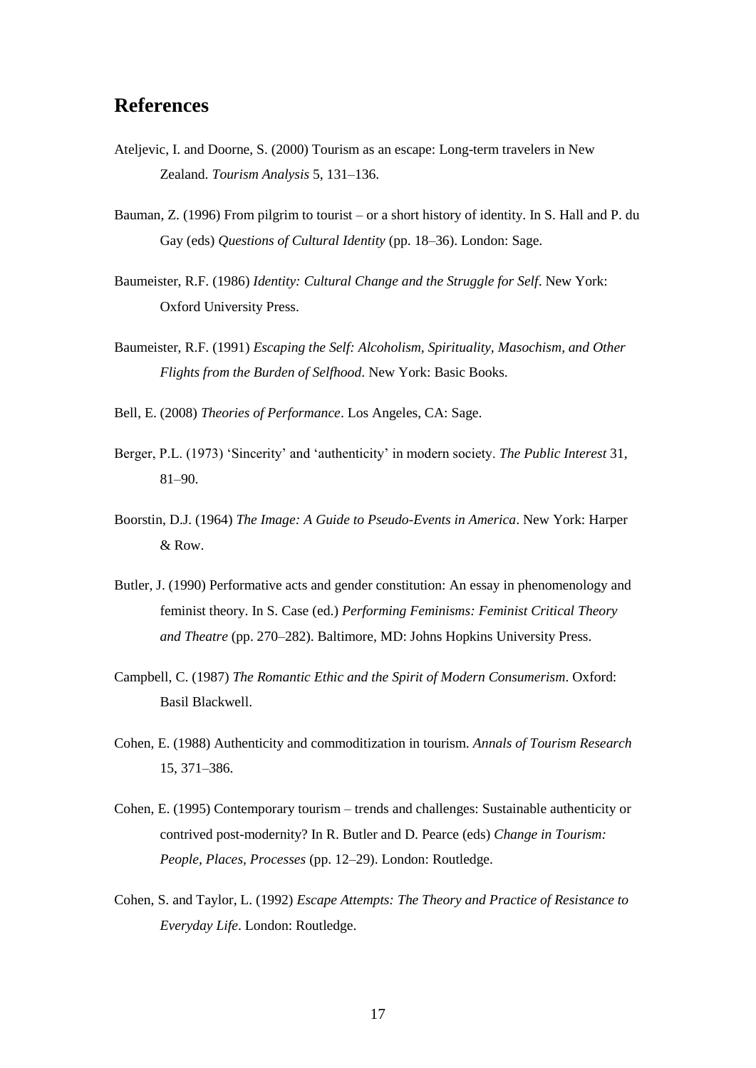## References

Ateljevic, I. and Doorne, S. (2000) Tourism as an escape: Long-term travelers in New Zealand. *Tourism Analysis* 5, 131–136.

Bauman, Z. (1996) From pilgrim to tourist – or a short history of identity. In S. Hall and P. du Gay (eds) *Questions of Cultural Identity* (pp. 18–36). London: Sage.

Baumeister, R.F. (1986) *Identity: Cultural Change and the Struggle for Self*. New York: Oxford University Press.

Baumeister, R.F. (1991) *Escaping the Self: Alcoholism, Spirituality, Masochism, and Other Flights from the Burden of Selfhood*. New York: Basic Books.

Bell, E. (2008) *Theories of Performance*. Los Angeles, CA: Sage.

Berger, P.L. (1973) 'Sincerity' and 'authenticity' in modern society. *The Public Interest* 31, 81–90.

Boorstin, D.J. (1964) *The Image: A Guide to Pseudo-Events in America*. New York: Harper & Row.

Butler, J. (1990) Performative acts and gender constitution: An essay in phenomenology and feminist theory. In S. Case (ed.) *Performing Feminisms: Feminist Critical Theory and Theatre* (pp. 270–282). Baltimore, MD: Johns Hopkins University Press.

Campbell, C. (1987) *The Romantic Ethic and the Spirit of Modern Consumerism*. Oxford: Basil Blackwell.

Cohen, E. (1988) Authenticity and commoditization in tourism. *Annals of Tourism Research* 15, 371–386.

Cohen, E. (1995) Contemporary tourism – trends and challenges: Sustainable authenticity or contrived post-modernity? In R. Butler and D. Pearce (eds) *Change in Tourism: People, Places, Processes* (pp. 12–29). London: Routledge.

Cohen, S. and Taylor, L. (1992) *Escape Attempts: The Theory and Practice of Resistance to Everyday Life*. London: Routledge.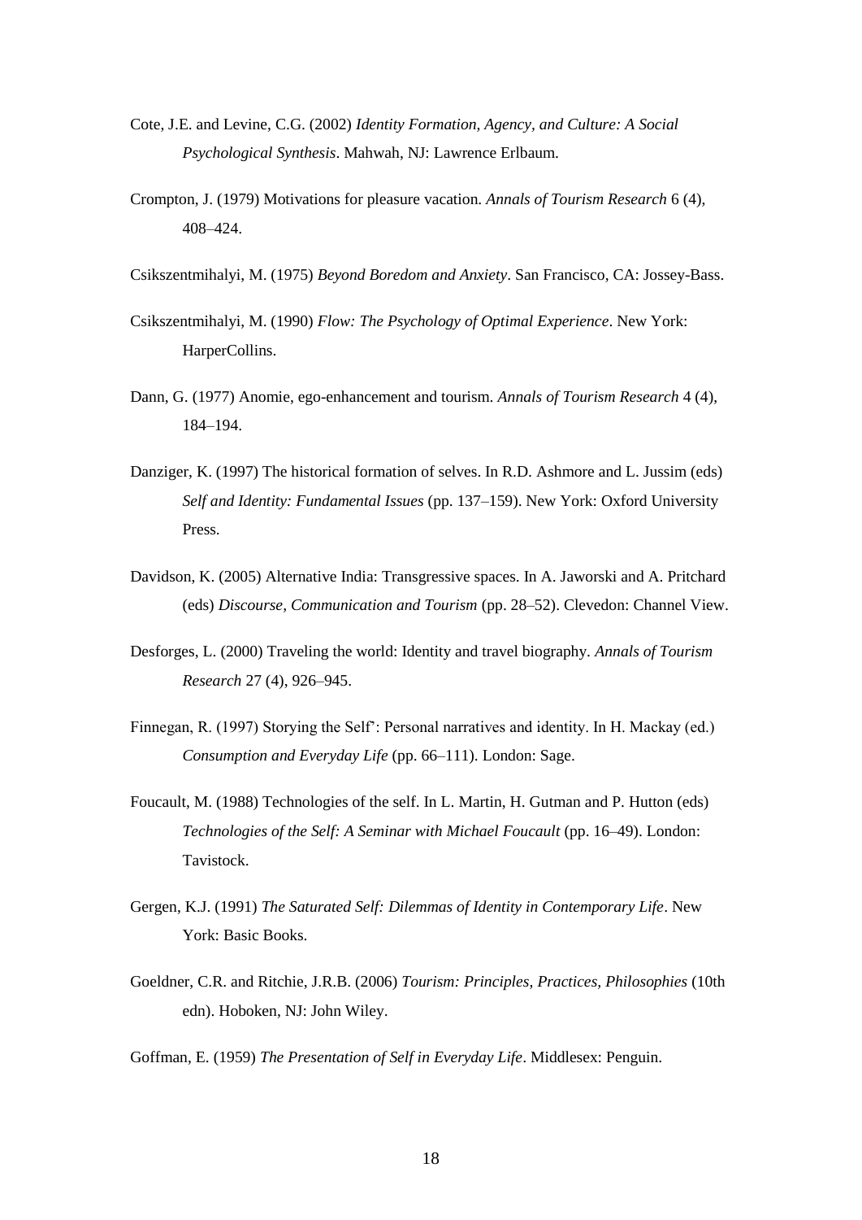Cote, J.E. and Levine, C.G. (2002) *Identity Formation, Agency, and Culture: A Social Psychological Synthesis*. Mahwah, NJ: Lawrence Erlbaum.

Crompton, J. (1979) Motivations for pleasure vacation. *Annals of Tourism Research* 6 (4), 408–424.

Csikszentmihalyi, M. (1975) *Beyond Boredom and Anxiety*. San Francisco, CA: Jossey-Bass.

Csikszentmihalyi, M. (1990) *Flow: The Psychology of Optimal Experience*. New York: HarperCollins.

Dann, G. (1977) Anomie, ego-enhancement and tourism. *Annals of Tourism Research* 4 (4), 184–194.

Danziger, K. (1997) The historical formation of selves. In R.D. Ashmore and L. Jussim (eds) *Self and Identity: Fundamental Issues* (pp. 137–159). New York: Oxford University Press.

Davidson, K. (2005) Alternative India: Transgressive spaces. In A. Jaworski and A. Pritchard (eds) *Discourse, Communication and Tourism* (pp. 28–52). Clevedon: Channel View.

Desforges, L. (2000) Traveling the world: Identity and travel biography. *Annals of Tourism Research* 27 (4), 926–945.

Finnegan, R. (1997) Storying the Self': Personal narratives and identity. In H. Mackay (ed.) *Consumption and Everyday Life* (pp. 66–111). London: Sage.

Foucault, M. (1988) Technologies of the self. In L. Martin, H. Gutman and P. Hutton (eds) *Technologies of the Self: A Seminar with Michael Foucault* (pp. 16–49). London: Tavistock.

Gergen, K.J. (1991) *The Saturated Self: Dilemmas of Identity in Contemporary Life*. New York: Basic Books.

Goeldner, C.R. and Ritchie, J.R.B. (2006) *Tourism: Principles, Practices, Philosophies* (10th edn). Hoboken, NJ: John Wiley.

Goffman, E. (1959) *The Presentation of Self in Everyday Life*. Middlesex: Penguin.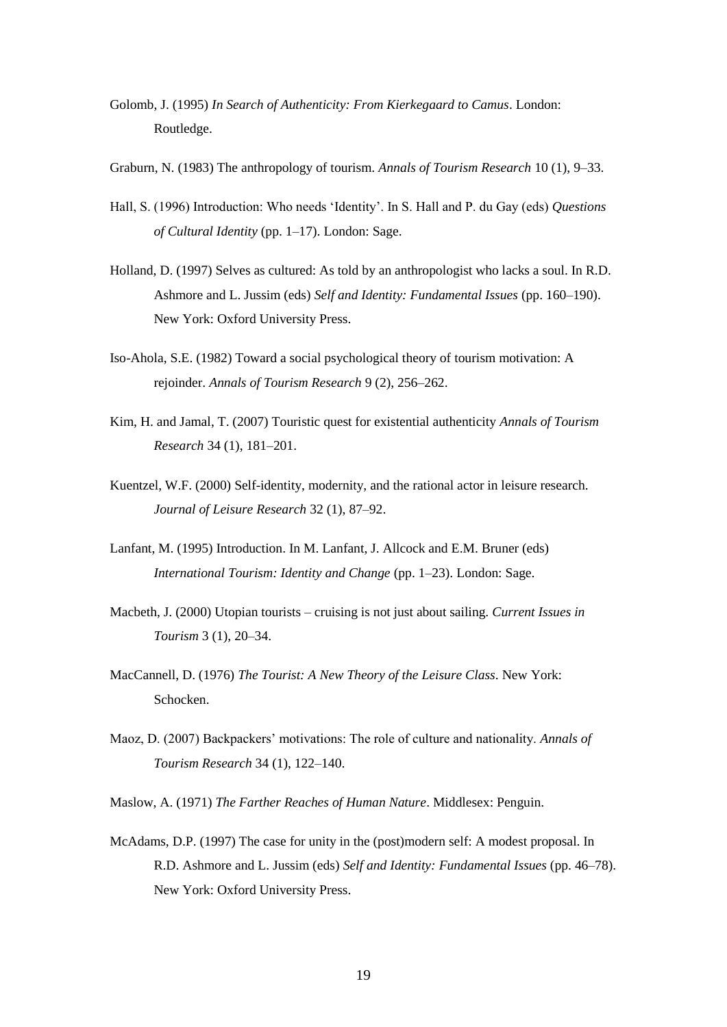Golomb, J. (1995) *In Search of Authenticity: From Kierkegaard to Camus*. London: Routledge.

Graburn, N. (1983) The anthropology of tourism. *Annals of Tourism Research* 10 (1), 9–33.

Hall, S. (1996) Introduction: Who needs 'Identity'. In S. Hall and P. du Gay (eds) *Questions of Cultural Identity* (pp. 1–17). London: Sage.

Holland, D. (1997) Selves as cultured: As told by an anthropologist who lacks a soul. In R.D. Ashmore and L. Jussim (eds) *Self and Identity: Fundamental Issues* (pp. 160–190). New York: Oxford University Press.

Iso-Ahola, S.E. (1982) Toward a social psychological theory of tourism motivation: A rejoinder. *Annals of Tourism Research* 9 (2), 256–262.

Kim, H. and Jamal, T. (2007) Touristic quest for existential authenticity *Annals of Tourism Research* 34 (1), 181–201.

Kuentzel, W.F. (2000) Self-identity, modernity, and the rational actor in leisure research. *Journal of Leisure Research* 32 (1), 87–92.

Lanfant, M. (1995) Introduction. In M. Lanfant, J. Allcock and E.M. Bruner (eds) *International Tourism: Identity and Change* (pp. 1–23). London: Sage.

Macbeth, J. (2000) Utopian tourists – cruising is not just about sailing. *Current Issues in Tourism* 3 (1), 20–34.

MacCannell, D. (1976) *The Tourist: A New Theory of the Leisure Class*. New York: Schocken.

Maoz, D. (2007) Backpackers' motivations: The role of culture and nationality. *Annals of Tourism Research* 34 (1), 122–140.

Maslow, A. (1971) *The Farther Reaches of Human Nature*. Middlesex: Penguin.

McAdams, D.P. (1997) The case for unity in the (post)modern self: A modest proposal. In R.D. Ashmore and L. Jussim (eds) *Self and Identity: Fundamental Issues* (pp. 46–78). New York: Oxford University Press.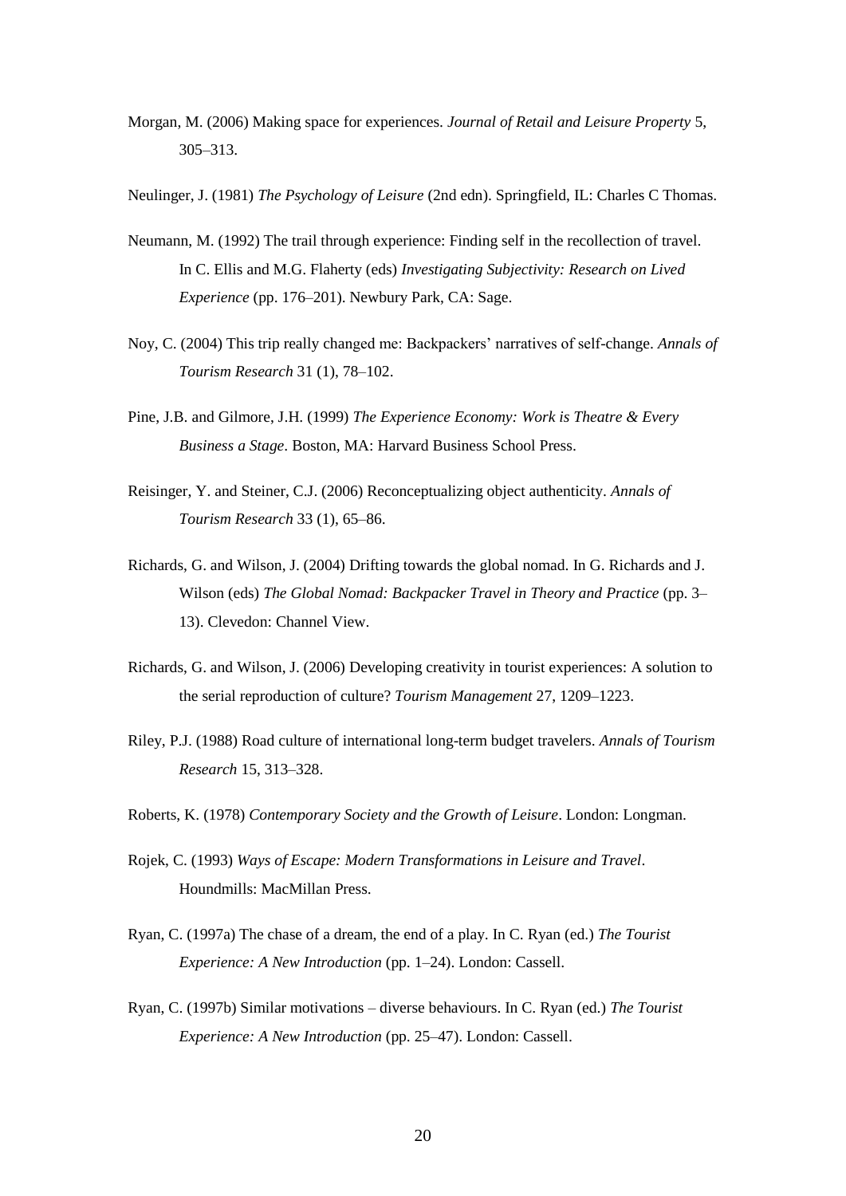Morgan, M. (2006) Making space for experiences. *Journal of Retail and Leisure Property* 5, 305–313.

Neulinger, J. (1981) *The Psychology of Leisure* (2nd edn). Springfield, IL: Charles C Thomas.

Neumann, M. (1992) The trail through experience: Finding self in the recollection of travel. In C. Ellis and M.G. Flaherty (eds) *Investigating Subjectivity: Research on Lived Experience* (pp. 176–201). Newbury Park, CA: Sage.

Noy, C. (2004) This trip really changed me: Backpackers' narratives of self-change. *Annals of Tourism Research* 31 (1), 78–102.

Pine, J.B. and Gilmore, J.H. (1999) *The Experience Economy: Work is Theatre & Every Business a Stage*. Boston, MA: Harvard Business School Press.

Reisinger, Y. and Steiner, C.J. (2006) Reconceptualizing object authenticity. *Annals of Tourism Research* 33 (1), 65–86.

Richards, G. and Wilson, J. (2004) Drifting towards the global nomad. In G. Richards and J. Wilson (eds) *The Global Nomad: Backpacker Travel in Theory and Practice* (pp. 3–13). Clevedon: Channel View.

Richards, G. and Wilson, J. (2006) Developing creativity in tourist experiences: A solution to the serial reproduction of culture? *Tourism Management* 27, 1209–1223.

Riley, P.J. (1988) Road culture of international long-term budget travelers. *Annals of Tourism Research* 15, 313–328.

Roberts, K. (1978) *Contemporary Society and the Growth of Leisure*. London: Longman.

Rojek, C. (1993) *Ways of Escape: Modern Transformations in Leisure and Travel*. Houndmills: MacMillan Press.

Ryan, C. (1997a) The chase of a dream, the end of a play. In C. Ryan (ed.) *The Tourist Experience: A New Introduction* (pp. 1–24). London: Cassell.

Ryan, C. (1997b) Similar motivations – diverse behaviours. In C. Ryan (ed.) *The Tourist Experience: A New Introduction* (pp. 25–47). London: Cassell.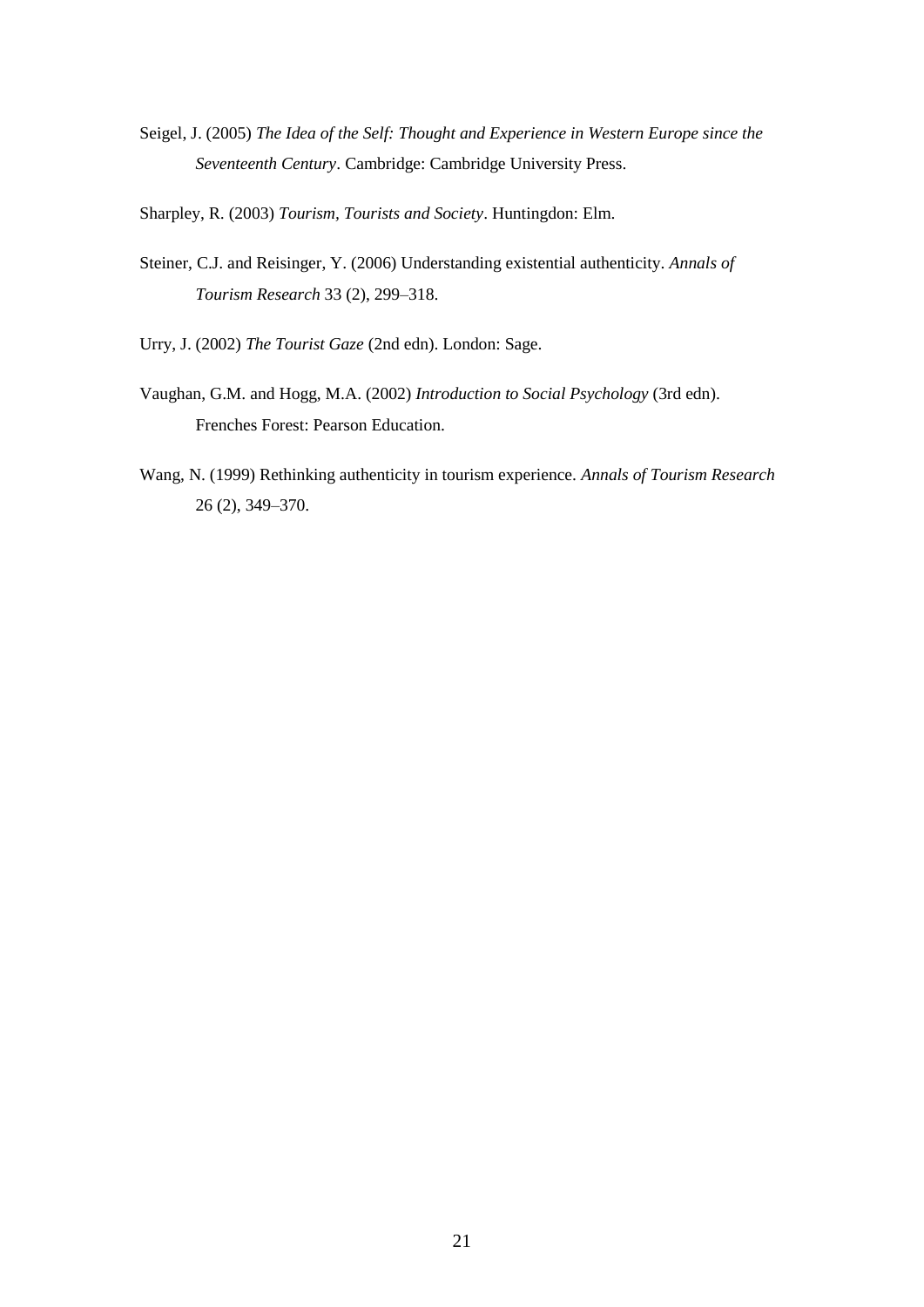Seigel, J. (2005) *The Idea of the Self: Thought and Experience in Western Europe since the Seventeenth Century*. Cambridge: Cambridge University Press.

Sharpley, R. (2003) *Tourism, Tourists and Society*. Huntingdon: Elm.

Steiner, C.J. and Reisinger, Y. (2006) Understanding existential authenticity. *Annals of Tourism Research* 33 (2), 299–318.

Urry, J. (2002) *The Tourist Gaze* (2nd edn). London: Sage.

Vaughan, G.M. and Hogg, M.A. (2002) *Introduction to Social Psychology* (3rd edn). Frenches Forest: Pearson Education.

Wang, N. (1999) Rethinking authenticity in tourism experience. *Annals of Tourism Research* 26 (2), 349–370.